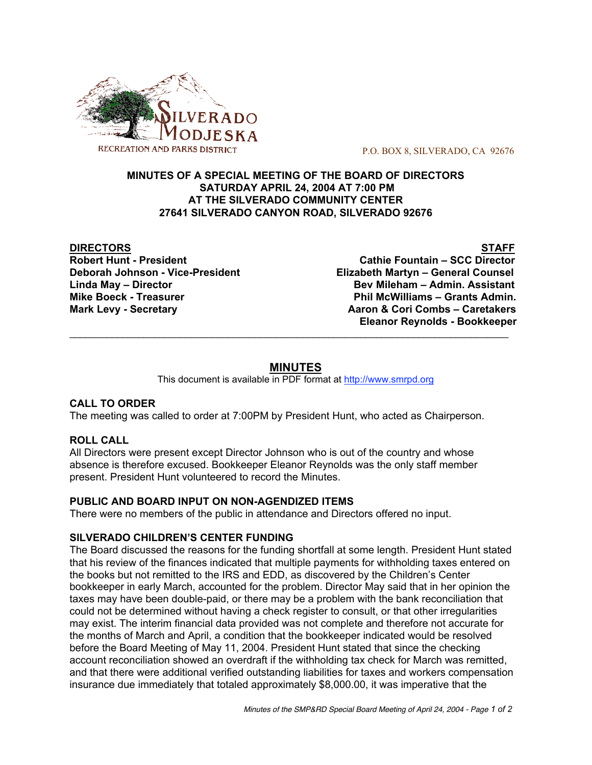SILVERADO MODJESKA
RECREATION AND PARKS DISTRICT

P.O. BOX 8, SILVERADO, CA 92676

**MINUTES OF A SPECIAL MEETING OF THE BOARD OF DIRECTORS**
**SATURDAY APRIL 24, 2004 AT 7:00 PM**
**AT THE SILVERADO COMMUNITY CENTER**
**27641 SILVERADO CANYON ROAD, SILVERADO 92676**

| **DIRECTORS** | **STAFF** |
|---|---|
| **Robert Hunt - President** | **Cathie Fountain – SCC Director** |
| **Deborah Johnson - Vice-President** | **Elizabeth Martyn – General Counsel** |
| **Linda May – Director** | **Bev Mileham – Admin. Assistant** |
| **Mike Boeck - Treasurer** | **Phil McWilliams – Grants Admin.** |
| **Mark Levy - Secretary** | **Aaron & Cori Combs – Caretakers** |
| | **Eleanor Reynolds - Bookkeeper** |

## MINUTES

This document is available in PDF format at http://www.smrpd.org

### CALL TO ORDER

The meeting was called to order at 7:00PM by President Hunt, who acted as Chairperson.

### ROLL CALL

All Directors were present except Director Johnson who is out of the country and whose absence is therefore excused. Bookkeeper Eleanor Reynolds was the only staff member present. President Hunt volunteered to record the Minutes.

### PUBLIC AND BOARD INPUT ON NON-AGENDIZED ITEMS

There were no members of the public in attendance and Directors offered no input.

### SILVERADO CHILDREN'S CENTER FUNDING

The Board discussed the reasons for the funding shortfall at some length. President Hunt stated that his review of the finances indicated that multiple payments for withholding taxes entered on the books but not remitted to the IRS and EDD, as discovered by the Children's Center bookkeeper in early March, accounted for the problem. Director May said that in her opinion the taxes may have been double-paid, or there may be a problem with the bank reconciliation that could not be determined without having a check register to consult, or that other irregularities may exist. The interim financial data provided was not complete and therefore not accurate for the months of March and April, a condition that the bookkeeper indicated would be resolved before the Board Meeting of May 11, 2004. President Hunt stated that since the checking account reconciliation showed an overdraft if the withholding tax check for March was remitted, and that there were additional verified outstanding liabilities for taxes and workers compensation insurance due immediately that totaled approximately $8,000.00, it was imperative that the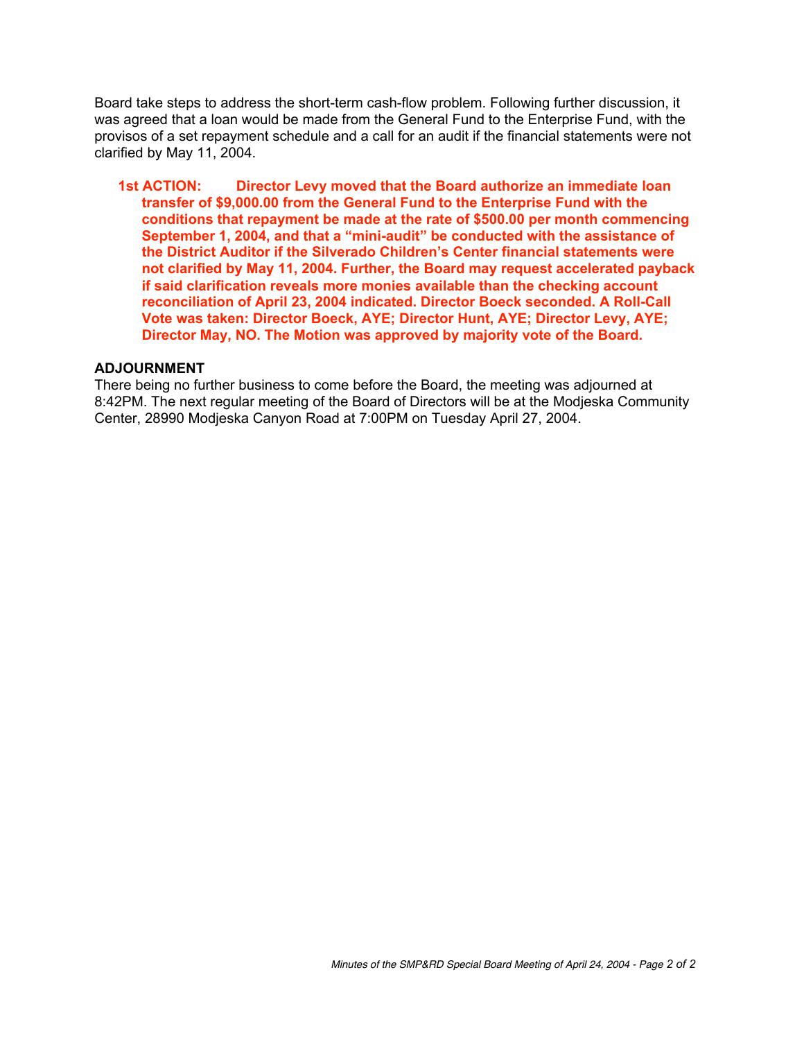Board take steps to address the short-term cash-flow problem. Following further discussion, it was agreed that a loan would be made from the General Fund to the Enterprise Fund, with the provisos of a set repayment schedule and a call for an audit if the financial statements were not clarified by May 11, 2004.

**1st ACTION: Director Levy moved that the Board authorize an immediate loan transfer of $9,000.00 from the General Fund to the Enterprise Fund with the conditions that repayment be made at the rate of $500.00 per month commencing September 1, 2004, and that a “mini-audit” be conducted with the assistance of the District Auditor if the Silverado Children’s Center financial statements were not clarified by May 11, 2004. Further, the Board may request accelerated payback if said clarification reveals more monies available than the checking account reconciliation of April 23, 2004 indicated. Director Boeck seconded. A Roll-Call Vote was taken: Director Boeck, AYE; Director Hunt, AYE; Director Levy, AYE; Director May, NO. The Motion was approved by majority vote of the Board.**

**ADJOURNMENT**

There being no further business to come before the Board, the meeting was adjourned at 8:42PM. The next regular meeting of the Board of Directors will be at the Modjeska Community Center, 28990 Modjeska Canyon Road at 7:00PM on Tuesday April 27, 2004.